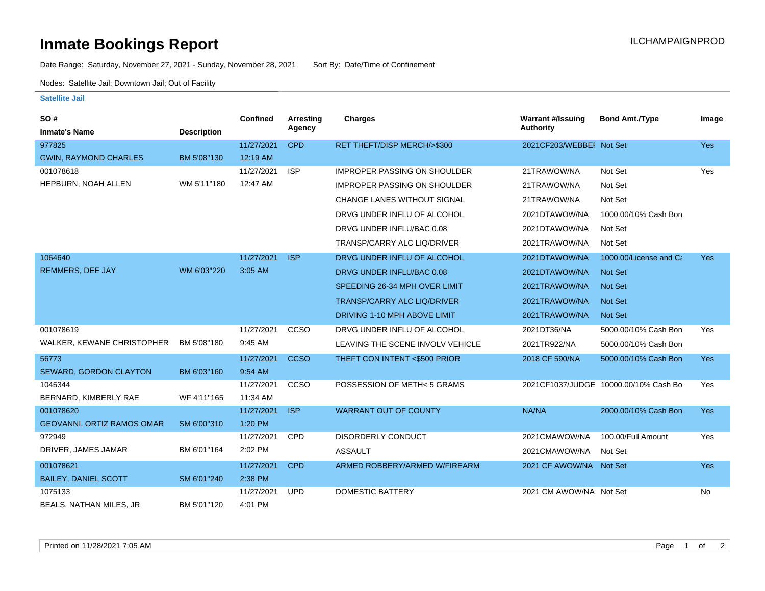# Inmate Bookings Report

ILCHAMPAIGNPROD

Date Range: Saturday, November 27, 2021 - Sunday, November 28, 2021    Sort By: Date/Time of Confinement

Nodes: Satellite Jail; Downtown Jail; Out of Facility

### Satellite Jail

| SO # / Inmate's Name | Description | Confined | Arresting Agency | Charges | Warrant #/Issuing Authority | Bond Amt./Type | Image |
|---|---|---|---|---|---|---|---|
| 977825 GWIN, RAYMOND CHARLES | BM 5'08"130 | 11/27/2021 12:19 AM | CPD | RET THEFT/DISP MERCH/>$300 | 2021CF203/WEBBEI | Not Set | Yes |
| 001078618 HEPBURN, NOAH ALLEN | WM 5'11"180 | 11/27/2021 12:47 AM | ISP | IMPROPER PASSING ON SHOULDER | 21TRAWOW/NA | Not Set | Yes |
| | | | | IMPROPER PASSING ON SHOULDER | 21TRAWOW/NA | Not Set | |
| | | | | CHANGE LANES WITHOUT SIGNAL | 21TRAWOW/NA | Not Set | |
| | | | | DRVG UNDER INFLU OF ALCOHOL | 2021DTAWOW/NA | 1000.00/10% Cash Bon | |
| | | | | DRVG UNDER INFLU/BAC 0.08 | 2021DTAWOW/NA | Not Set | |
| | | | | TRANSP/CARRY ALC LIQ/DRIVER | 2021TRAWOW/NA | Not Set | |
| 1064640 REMMERS, DEE JAY | WM 6'03"220 | 11/27/2021 3:05 AM | ISP | DRVG UNDER INFLU OF ALCOHOL | 2021DTAWOW/NA | 1000.00/License and Ca | Yes |
| | | | | DRVG UNDER INFLU/BAC 0.08 | 2021DTAWOW/NA | Not Set | |
| | | | | SPEEDING 26-34 MPH OVER LIMIT | 2021TRAWOW/NA | Not Set | |
| | | | | TRANSP/CARRY ALC LIQ/DRIVER | 2021TRAWOW/NA | Not Set | |
| | | | | DRIVING 1-10 MPH ABOVE LIMIT | 2021TRAWOW/NA | Not Set | |
| 001078619 WALKER, KEWANE CHRISTOPHER | BM 5'08"180 | 11/27/2021 9:45 AM | CCSO | DRVG UNDER INFLU OF ALCOHOL | 2021DT36/NA | 5000.00/10% Cash Bon | Yes |
| | | | | LEAVING THE SCENE INVOLV VEHICLE | 2021TR922/NA | 5000.00/10% Cash Bon | |
| 56773 SEWARD, GORDON CLAYTON | BM 6'03"160 | 11/27/2021 9:54 AM | CCSO | THEFT CON INTENT <$500 PRIOR | 2018 CF 590/NA | 5000.00/10% Cash Bon | Yes |
| 1045344 BERNARD, KIMBERLY RAE | WF 4'11"165 | 11/27/2021 11:34 AM | CCSO | POSSESSION OF METH< 5 GRAMS | 2021CF1037/JUDGE | 10000.00/10% Cash Bo | Yes |
| 001078620 GEOVANNI, ORTIZ RAMOS OMAR | SM 6'00"310 | 11/27/2021 1:20 PM | ISP | WARRANT OUT OF COUNTY | NA/NA | 2000.00/10% Cash Bon | Yes |
| 972949 DRIVER, JAMES JAMAR | BM 6'01"164 | 11/27/2021 2:02 PM | CPD | DISORDERLY CONDUCT | 2021CMAWOW/NA | 100.00/Full Amount | Yes |
| | | | | ASSAULT | 2021CMAWOW/NA | Not Set | |
| 001078621 BAILEY, DANIEL SCOTT | SM 6'01"240 | 11/27/2021 2:38 PM | CPD | ARMED ROBBERY/ARMED W/FIREARM | 2021 CF AWOW/NA | Not Set | Yes |
| 1075133 BEALS, NATHAN MILES, JR | BM 5'01"120 | 11/27/2021 4:01 PM | UPD | DOMESTIC BATTERY | 2021 CM AWOW/NA | Not Set | No |

Printed on 11/28/2021 7:05 AM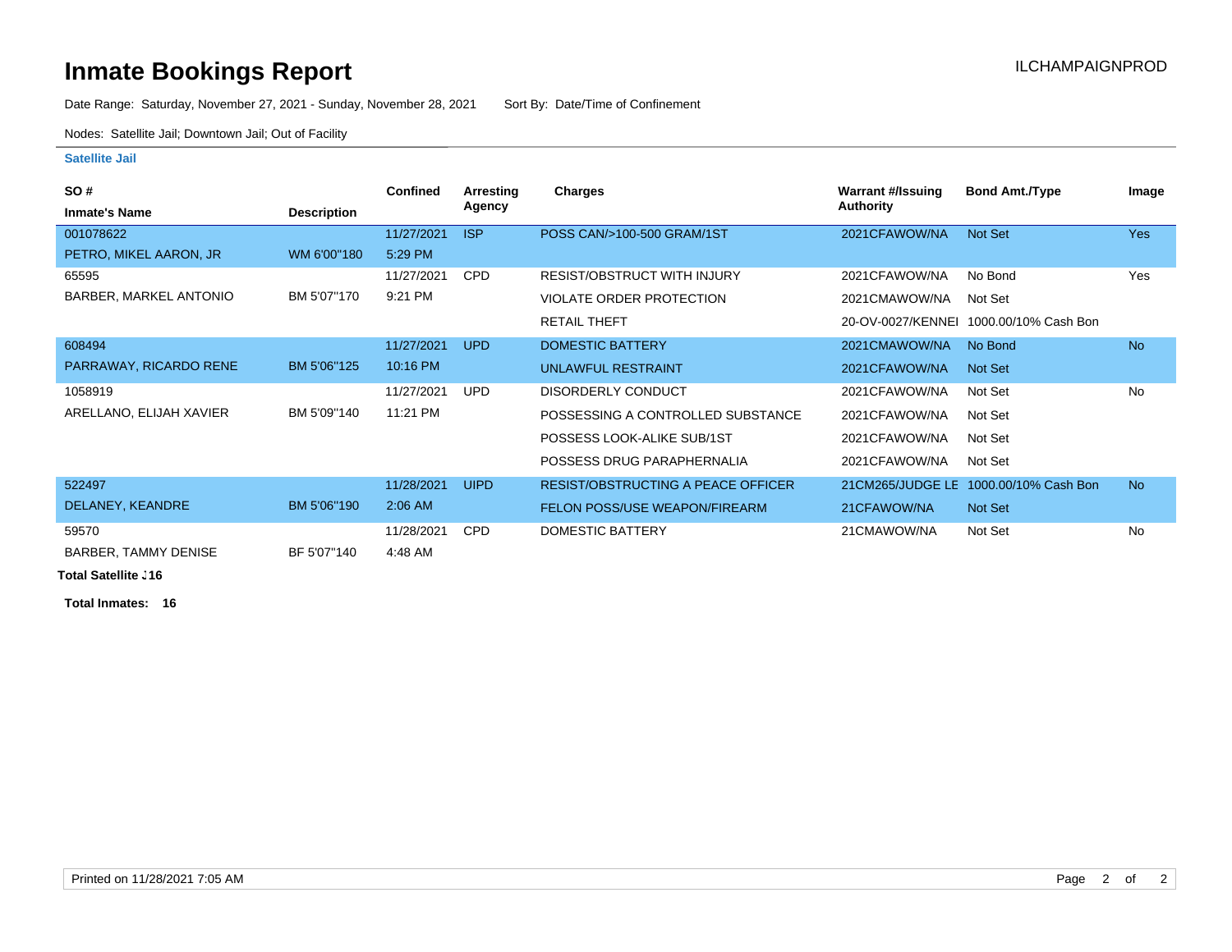# Inmate Bookings Report

ILCHAMPAIGNPROD

Date Range: Saturday, November 27, 2021 - Sunday, November 28, 2021    Sort By: Date/Time of Confinement

Nodes: Satellite Jail; Downtown Jail; Out of Facility

### Satellite Jail

| SO # / Inmate's Name | Description | Confined | Arresting Agency | Charges | Warrant #/Issuing Authority | Bond Amt./Type | Image |
|---|---|---|---|---|---|---|---|
| 001078622 PETRO, MIKEL AARON, JR | WM 6'00"180 | 11/27/2021 5:29 PM | ISP | POSS CAN/>100-500 GRAM/1ST | 2021CFAWOW/NA | Not Set | Yes |
| 65595 BARBER, MARKEL ANTONIO | BM 5'07"170 | 11/27/2021 9:21 PM | CPD | RESIST/OBSTRUCT WITH INJURY | 2021CFAWOW/NA | No Bond | Yes |
| | | | | VIOLATE ORDER PROTECTION | 2021CMAWOW/NA | Not Set | |
| | | | | RETAIL THEFT | 20-OV-0027/KENNEI | 1000.00/10% Cash Bon | |
| 608494 PARRAWAY, RICARDO RENE | BM 5'06"125 | 11/27/2021 10:16 PM | UPD | DOMESTIC BATTERY | 2021CMAWOW/NA | No Bond | No |
| | | | | UNLAWFUL RESTRAINT | 2021CFAWOW/NA | Not Set | |
| 1058919 ARELLANO, ELIJAH XAVIER | BM 5'09"140 | 11/27/2021 11:21 PM | UPD | DISORDERLY CONDUCT | 2021CFAWOW/NA | Not Set | No |
| | | | | POSSESSING A CONTROLLED SUBSTANCE | 2021CFAWOW/NA | Not Set | |
| | | | | POSSESS LOOK-ALIKE SUB/1ST | 2021CFAWOW/NA | Not Set | |
| | | | | POSSESS DRUG PARAPHERNALIA | 2021CFAWOW/NA | Not Set | |
| 522497 DELANEY, KEANDRE | BM 5'06"190 | 11/28/2021 2:06 AM | UIPD | RESIST/OBSTRUCTING A PEACE OFFICER | 21CM265/JUDGE LE | 1000.00/10% Cash Bon | No |
| | | | | FELON POSS/USE WEAPON/FIREARM | 21CFAWOW/NA | Not Set | |
| 59570 BARBER, TAMMY DENISE | BF 5'07"140 | 11/28/2021 4:48 AM | CPD | DOMESTIC BATTERY | 21CMAWOW/NA | Not Set | No |

**Total Satellite J 16**

**Total Inmates: 16**

Printed on 11/28/2021 7:05 AM